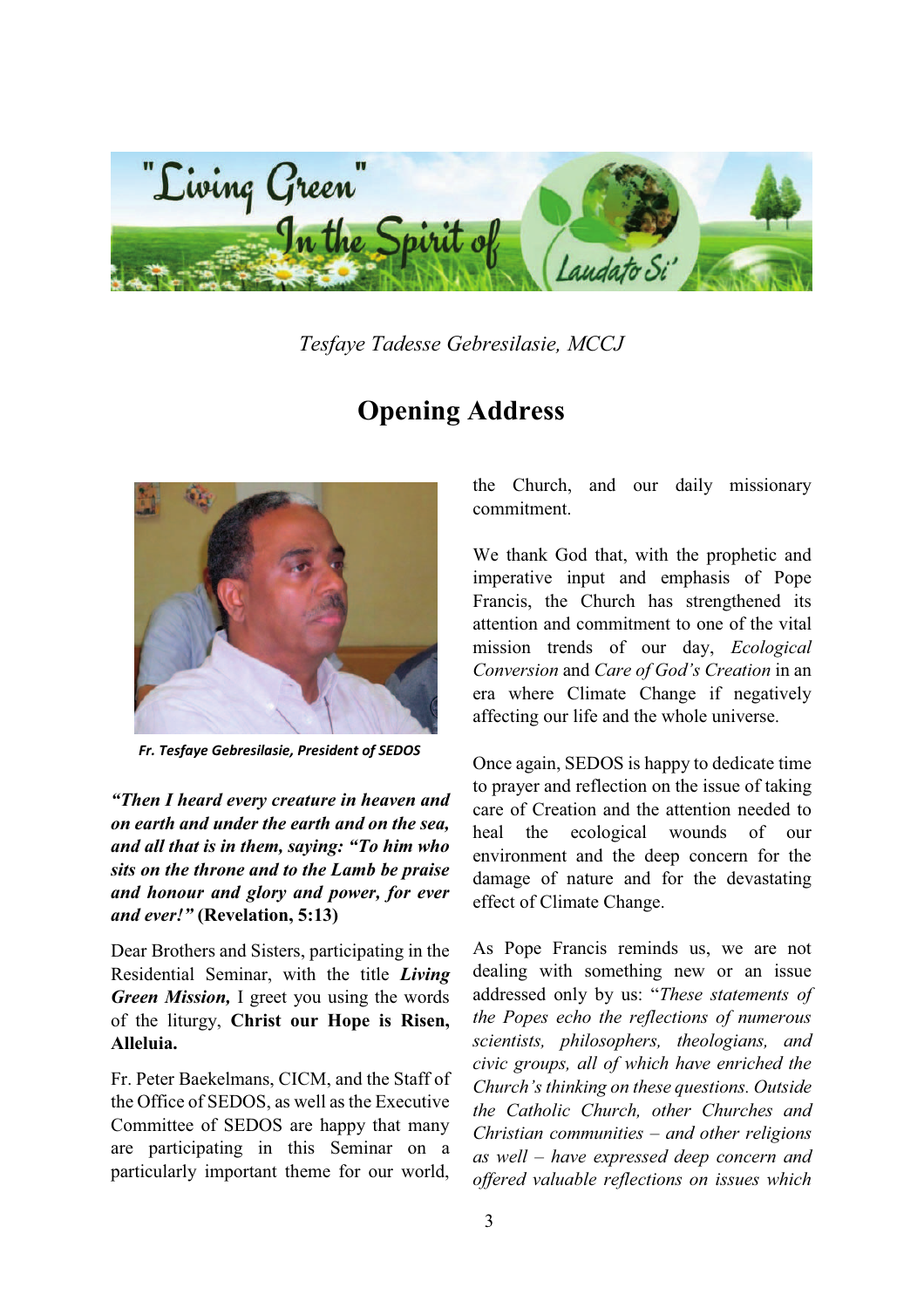"Living Green" In the Spirit of Laudato Si'

*Tesfaye Tadesse Gebresilasie, MCCJ*

# Opening Address

***Fr. Tesfaye Gebresilasie, President of SEDOS***

***"Then I heard every creature in heaven and on earth and under the earth and on the sea, and all that is in them, saying: "To him who sits on the throne and to the Lamb be praise and honour and glory and power, for ever and ever!"*** **(Revelation, 5:13)**

Dear Brothers and Sisters, participating in the Residential Seminar, with the title ***Living Green Mission,*** I greet you using the words of the liturgy, **Christ our Hope is Risen, Alleluia.**

Fr. Peter Baekelmans, CICM, and the Staff of the Office of SEDOS, as well as the Executive Committee of SEDOS are happy that many are participating in this Seminar on a particularly important theme for our world, the Church, and our daily missionary commitment.

We thank God that, with the prophetic and imperative input and emphasis of Pope Francis, the Church has strengthened its attention and commitment to one of the vital mission trends of our day, *Ecological Conversion* and *Care of God's Creation* in an era where Climate Change if negatively affecting our life and the whole universe.

Once again, SEDOS is happy to dedicate time to prayer and reflection on the issue of taking care of Creation and the attention needed to heal the ecological wounds of our environment and the deep concern for the damage of nature and for the devastating effect of Climate Change.

As Pope Francis reminds us, we are not dealing with something new or an issue addressed only by us: "*These statements of the Popes echo the reflections of numerous scientists, philosophers, theologians, and civic groups, all of which have enriched the Church's thinking on these questions. Outside the Catholic Church, other Churches and Christian communities – and other religions as well – have expressed deep concern and offered valuable reflections on issues which*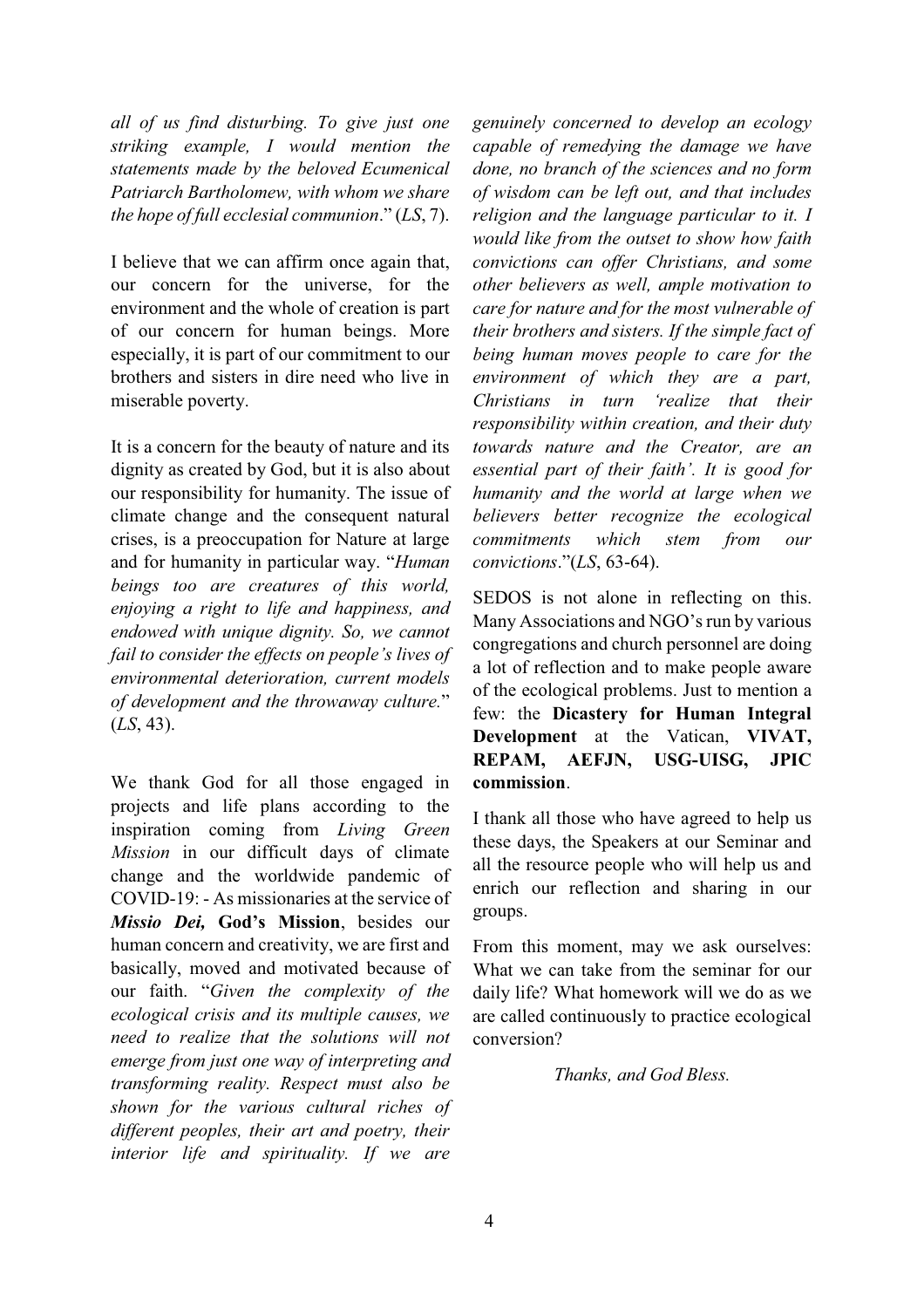*all of us find disturbing. To give just one striking example, I would mention the statements made by the beloved Ecumenical Patriarch Bartholomew, with whom we share the hope of full ecclesial communion*." (*LS*, 7).

I believe that we can affirm once again that, our concern for the universe, for the environment and the whole of creation is part of our concern for human beings. More especially, it is part of our commitment to our brothers and sisters in dire need who live in miserable poverty.

It is a concern for the beauty of nature and its dignity as created by God, but it is also about our responsibility for humanity. The issue of climate change and the consequent natural crises, is a preoccupation for Nature at large and for humanity in particular way. "*Human beings too are creatures of this world, enjoying a right to life and happiness, and endowed with unique dignity. So, we cannot fail to consider the effects on people's lives of environmental deterioration, current models of development and the throwaway culture.*" (*LS*, 43).

We thank God for all those engaged in projects and life plans according to the inspiration coming from *Living Green Mission* in our difficult days of climate change and the worldwide pandemic of COVID-19: - As missionaries at the service of ***Missio Dei,*** **God's Mission**, besides our human concern and creativity, we are first and basically, moved and motivated because of our faith. "*Given the complexity of the ecological crisis and its multiple causes, we need to realize that the solutions will not emerge from just one way of interpreting and transforming reality. Respect must also be shown for the various cultural riches of different peoples, their art and poetry, their interior life and spirituality. If we are genuinely concerned to develop an ecology capable of remedying the damage we have done, no branch of the sciences and no form of wisdom can be left out, and that includes religion and the language particular to it. I would like from the outset to show how faith convictions can offer Christians, and some other believers as well, ample motivation to care for nature and for the most vulnerable of their brothers and sisters. If the simple fact of being human moves people to care for the environment of which they are a part, Christians in turn 'realize that their responsibility within creation, and their duty towards nature and the Creator, are an essential part of their faith'. It is good for humanity and the world at large when we believers better recognize the ecological commitments which stem from our convictions*."(*LS*, 63-64).

SEDOS is not alone in reflecting on this. Many Associations and NGO's run by various congregations and church personnel are doing a lot of reflection and to make people aware of the ecological problems. Just to mention a few: the **Dicastery for Human Integral Development** at the Vatican, **VIVAT, REPAM, AEFJN, USG-UISG, JPIC commission**.

I thank all those who have agreed to help us these days, the Speakers at our Seminar and all the resource people who will help us and enrich our reflection and sharing in our groups.

From this moment, may we ask ourselves: What we can take from the seminar for our daily life? What homework will we do as we are called continuously to practice ecological conversion?

*Thanks, and God Bless.*